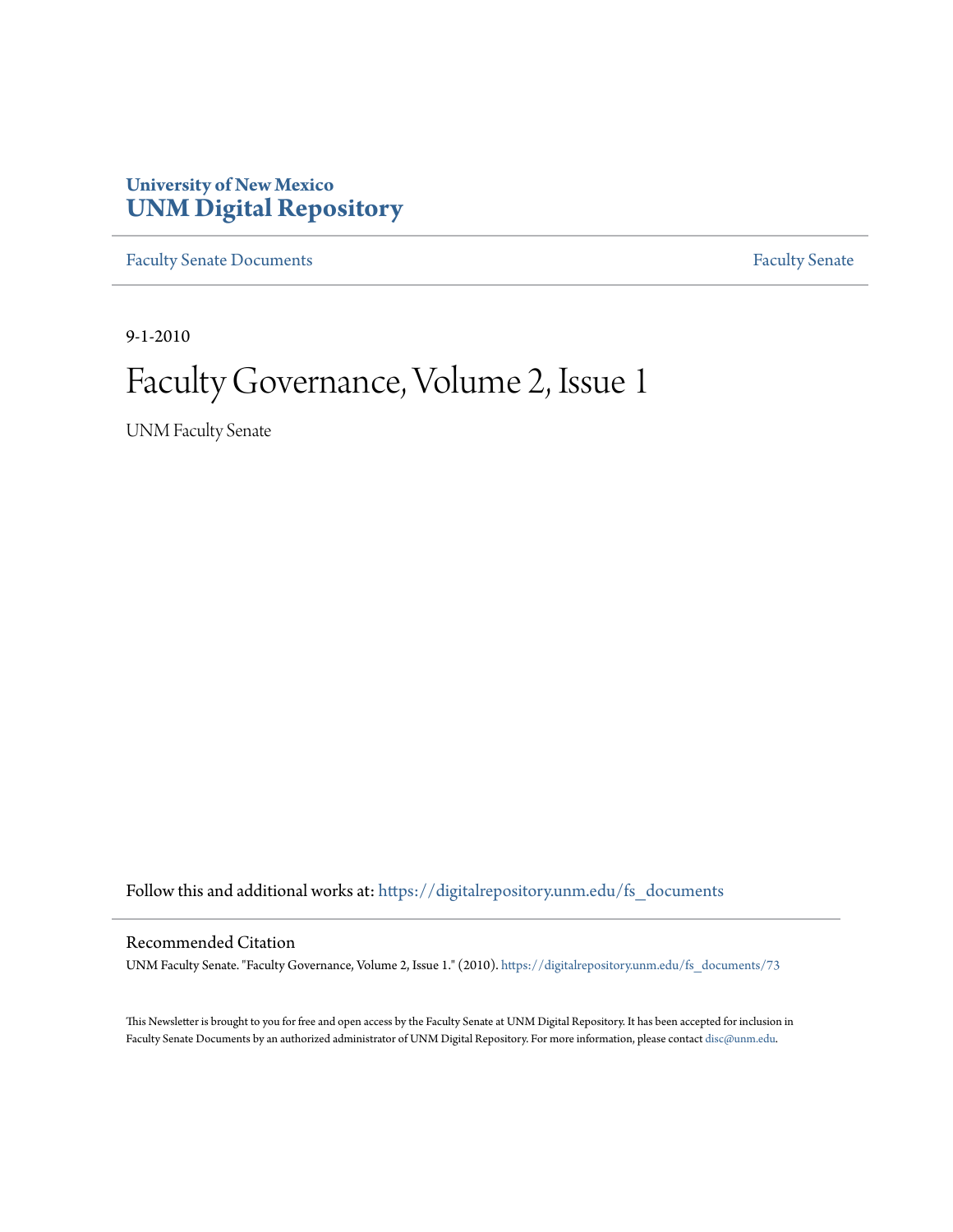**University of New Mexico**
**UNM Digital Repository**

Faculty Senate Documents | Faculty Senate

9-1-2010

# Faculty Governance, Volume 2, Issue 1

UNM Faculty Senate

Follow this and additional works at: https://digitalrepository.unm.edu/fs_documents

## Recommended Citation

UNM Faculty Senate. "Faculty Governance, Volume 2, Issue 1." (2010). https://digitalrepository.unm.edu/fs_documents/73

This Newsletter is brought to you for free and open access by the Faculty Senate at UNM Digital Repository. It has been accepted for inclusion in Faculty Senate Documents by an authorized administrator of UNM Digital Repository. For more information, please contact disc@unm.edu.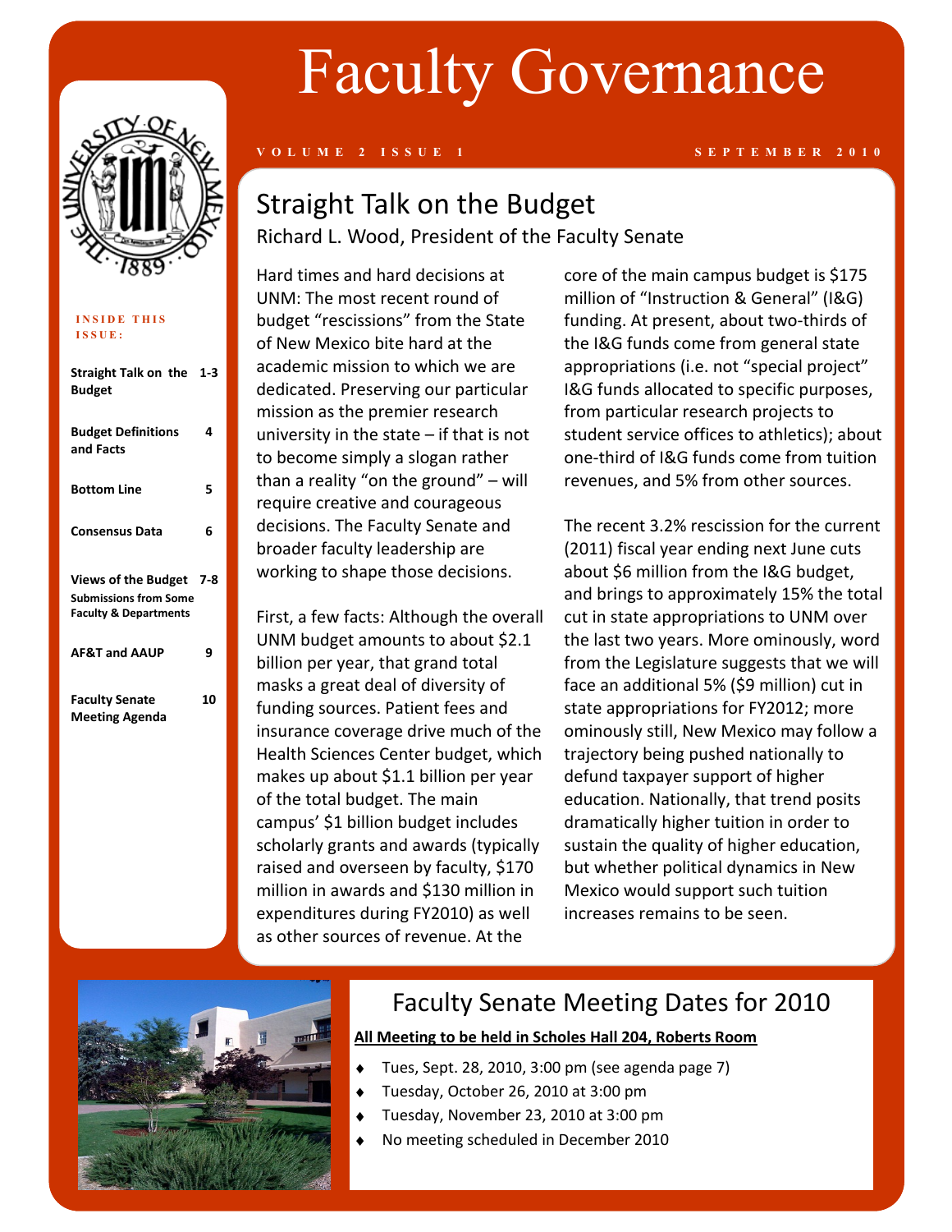# Faculty Governance

VOLUME 2 ISSUE 1 — SEPTEMBER 2010

**INSIDE THIS ISSUE:**

| | |
|---|---|
| **Straight Talk on the Budget** | **1-3** |
| **Budget Definitions and Facts** | **4** |
| **Bottom Line** | **5** |
| **Consensus Data** | **6** |
| **Views of the Budget** Submissions from Some Faculty & Departments | **7-8** |
| **AF&T and AAUP** | **9** |
| **Faculty Senate Meeting Agenda** | **10** |

## Straight Talk on the Budget

Richard L. Wood, President of the Faculty Senate

Hard times and hard decisions at UNM: The most recent round of budget "rescissions" from the State of New Mexico bite hard at the academic mission to which we are dedicated. Preserving our particular mission as the premier research university in the state – if that is not to become simply a slogan rather than a reality "on the ground" – will require creative and courageous decisions. The Faculty Senate and broader faculty leadership are working to shape those decisions.

First, a few facts: Although the overall UNM budget amounts to about $2.1 billion per year, that grand total masks a great deal of diversity of funding sources. Patient fees and insurance coverage drive much of the Health Sciences Center budget, which makes up about $1.1 billion per year of the total budget. The main campus' $1 billion budget includes scholarly grants and awards (typically raised and overseen by faculty, $170 million in awards and $130 million in expenditures during FY2010) as well as other sources of revenue. At the core of the main campus budget is $175 million of "Instruction & General" (I&G) funding. At present, about two-thirds of the I&G funds come from general state appropriations (i.e. not "special project" I&G funds allocated to specific purposes, from particular research projects to student service offices to athletics); about one-third of I&G funds come from tuition revenues, and 5% from other sources.

The recent 3.2% rescission for the current (2011) fiscal year ending next June cuts about $6 million from the I&G budget, and brings to approximately 15% the total cut in state appropriations to UNM over the last two years. More ominously, word from the Legislature suggests that we will face an additional 5% ($9 million) cut in state appropriations for FY2012; more ominously still, New Mexico may follow a trajectory being pushed nationally to defund taxpayer support of higher education. Nationally, that trend posits dramatically higher tuition in order to sustain the quality of higher education, but whether political dynamics in New Mexico would support such tuition increases remains to be seen.

## Faculty Senate Meeting Dates for 2010

**All Meeting to be held in Scholes Hall 204, Roberts Room**

- Tues, Sept. 28, 2010, 3:00 pm (see agenda page 7)
- Tuesday, October 26, 2010 at 3:00 pm
- Tuesday, November 23, 2010 at 3:00 pm
- No meeting scheduled in December 2010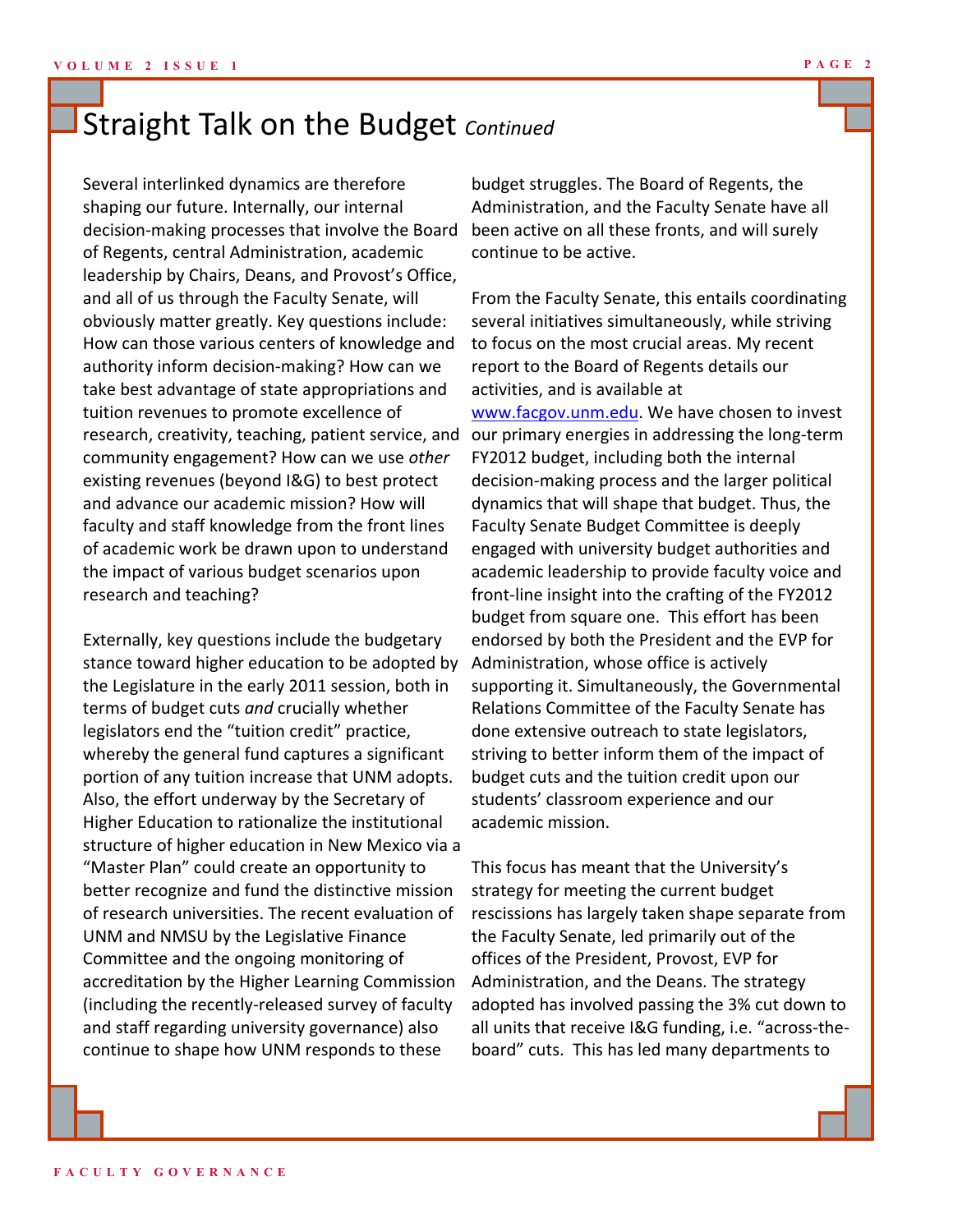# Straight Talk on the Budget *Continued*

Several interlinked dynamics are therefore shaping our future. Internally, our internal decision-making processes that involve the Board of Regents, central Administration, academic leadership by Chairs, Deans, and Provost's Office, and all of us through the Faculty Senate, will obviously matter greatly. Key questions include: How can those various centers of knowledge and authority inform decision-making? How can we take best advantage of state appropriations and tuition revenues to promote excellence of research, creativity, teaching, patient service, and community engagement? How can we use *other* existing revenues (beyond I&G) to best protect and advance our academic mission? How will faculty and staff knowledge from the front lines of academic work be drawn upon to understand the impact of various budget scenarios upon research and teaching?

Externally, key questions include the budgetary stance toward higher education to be adopted by the Legislature in the early 2011 session, both in terms of budget cuts *and* crucially whether legislators end the "tuition credit" practice, whereby the general fund captures a significant portion of any tuition increase that UNM adopts. Also, the effort underway by the Secretary of Higher Education to rationalize the institutional structure of higher education in New Mexico via a "Master Plan" could create an opportunity to better recognize and fund the distinctive mission of research universities. The recent evaluation of UNM and NMSU by the Legislative Finance Committee and the ongoing monitoring of accreditation by the Higher Learning Commission (including the recently-released survey of faculty and staff regarding university governance) also continue to shape how UNM responds to these budget struggles. The Board of Regents, the Administration, and the Faculty Senate have all been active on all these fronts, and will surely continue to be active.

From the Faculty Senate, this entails coordinating several initiatives simultaneously, while striving to focus on the most crucial areas. My recent report to the Board of Regents details our activities, and is available at [www.facgov.unm.edu](www.facgov.unm.edu). We have chosen to invest our primary energies in addressing the long-term FY2012 budget, including both the internal decision-making process and the larger political dynamics that will shape that budget. Thus, the Faculty Senate Budget Committee is deeply engaged with university budget authorities and academic leadership to provide faculty voice and front-line insight into the crafting of the FY2012 budget from square one. This effort has been endorsed by both the President and the EVP for Administration, whose office is actively supporting it. Simultaneously, the Governmental Relations Committee of the Faculty Senate has done extensive outreach to state legislators, striving to better inform them of the impact of budget cuts and the tuition credit upon our students' classroom experience and our academic mission.

This focus has meant that the University's strategy for meeting the current budget rescissions has largely taken shape separate from the Faculty Senate, led primarily out of the offices of the President, Provost, EVP for Administration, and the Deans. The strategy adopted has involved passing the 3% cut down to all units that receive I&G funding, i.e. "across-the-board" cuts. This has led many departments to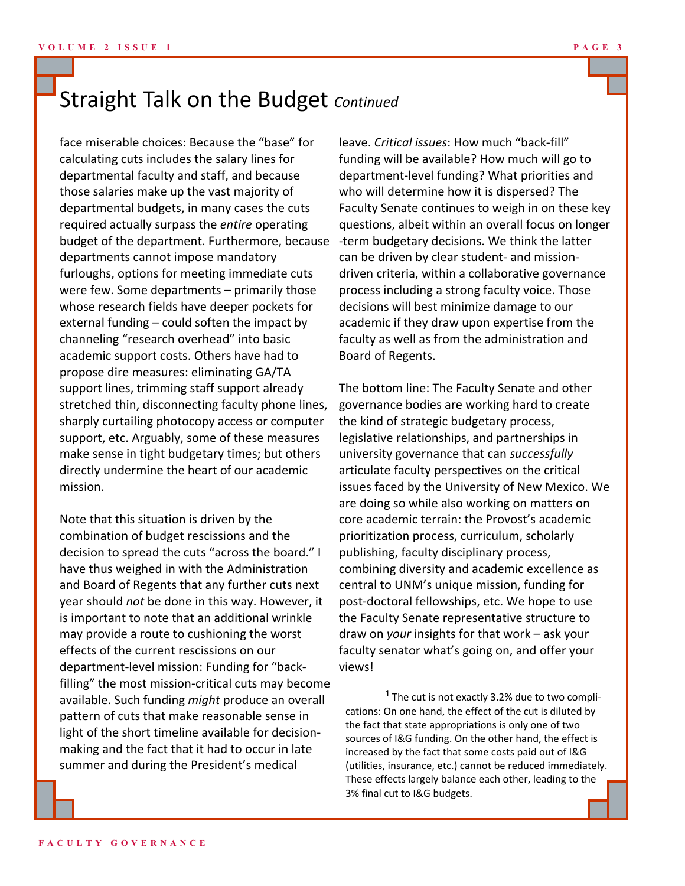# Straight Talk on the Budget *Continued*

face miserable choices: Because the "base" for calculating cuts includes the salary lines for departmental faculty and staff, and because those salaries make up the vast majority of departmental budgets, in many cases the cuts required actually surpass the *entire* operating budget of the department. Furthermore, because departments cannot impose mandatory furloughs, options for meeting immediate cuts were few. Some departments – primarily those whose research fields have deeper pockets for external funding – could soften the impact by channeling "research overhead" into basic academic support costs. Others have had to propose dire measures: eliminating GA/TA support lines, trimming staff support already stretched thin, disconnecting faculty phone lines, sharply curtailing photocopy access or computer support, etc. Arguably, some of these measures make sense in tight budgetary times; but others directly undermine the heart of our academic mission.

Note that this situation is driven by the combination of budget rescissions and the decision to spread the cuts "across the board." I have thus weighed in with the Administration and Board of Regents that any further cuts next year should *not* be done in this way. However, it is important to note that an additional wrinkle may provide a route to cushioning the worst effects of the current rescissions on our department-level mission: Funding for "back-filling" the most mission-critical cuts may become available. Such funding *might* produce an overall pattern of cuts that make reasonable sense in light of the short timeline available for decision-making and the fact that it had to occur in late summer and during the President's medical leave. *Critical issues*: How much "back-fill" funding will be available? How much will go to department-level funding? What priorities and who will determine how it is dispersed? The Faculty Senate continues to weigh in on these key questions, albeit within an overall focus on longer-term budgetary decisions. We think the latter can be driven by clear student- and mission-driven criteria, within a collaborative governance process including a strong faculty voice. Those decisions will best minimize damage to our academic if they draw upon expertise from the faculty as well as from the administration and Board of Regents.

The bottom line: The Faculty Senate and other governance bodies are working hard to create the kind of strategic budgetary process, legislative relationships, and partnerships in university governance that can *successfully* articulate faculty perspectives on the critical issues faced by the University of New Mexico. We are doing so while also working on matters on core academic terrain: the Provost's academic prioritization process, curriculum, scholarly publishing, faculty disciplinary process, combining diversity and academic excellence as central to UNM's unique mission, funding for post-doctoral fellowships, etc. We hope to use the Faculty Senate representative structure to draw on *your* insights for that work – ask your faculty senator what's going on, and offer your views!

[1] The cut is not exactly 3.2% due to two complications: On one hand, the effect of the cut is diluted by the fact that state appropriations is only one of two sources of I&G funding. On the other hand, the effect is increased by the fact that some costs paid out of I&G (utilities, insurance, etc.) cannot be reduced immediately. These effects largely balance each other, leading to the 3% final cut to I&G budgets.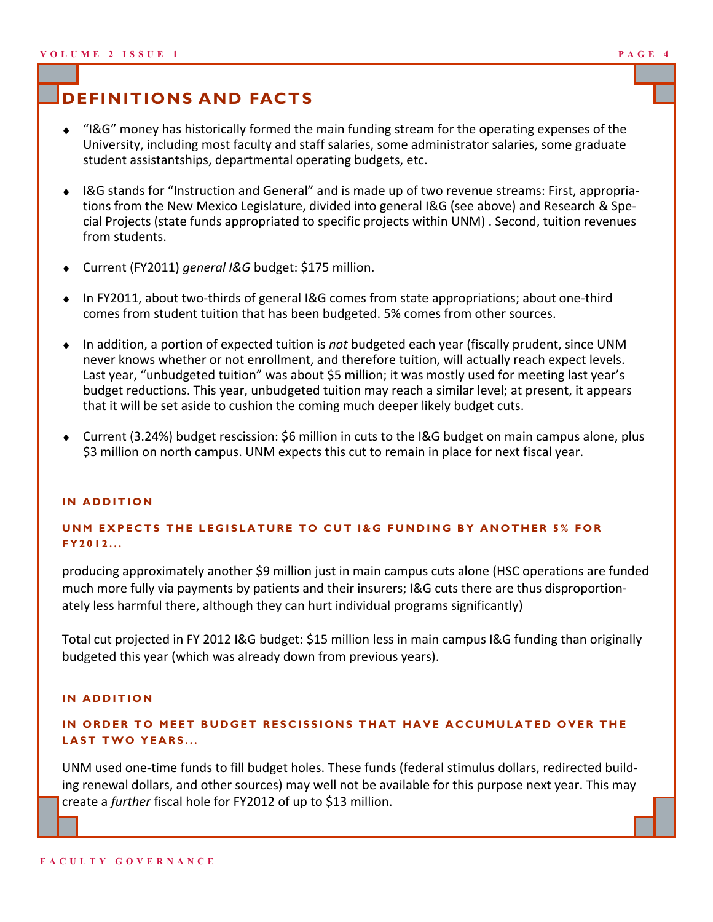# DEFINITIONS AND FACTS

- "I&G" money has historically formed the main funding stream for the operating expenses of the University, including most faculty and staff salaries, some administrator salaries, some graduate student assistantships, departmental operating budgets, etc.
- I&G stands for "Instruction and General" and is made up of two revenue streams: First, appropriations from the New Mexico Legislature, divided into general I&G (see above) and Research & Special Projects (state funds appropriated to specific projects within UNM) . Second, tuition revenues from students.
- Current (FY2011) *general I&G* budget: $175 million.
- In FY2011, about two-thirds of general I&G comes from state appropriations; about one-third comes from student tuition that has been budgeted. 5% comes from other sources.
- In addition, a portion of expected tuition is *not* budgeted each year (fiscally prudent, since UNM never knows whether or not enrollment, and therefore tuition, will actually reach expect levels. Last year, "unbudgeted tuition" was about $5 million; it was mostly used for meeting last year's budget reductions. This year, unbudgeted tuition may reach a similar level; at present, it appears that it will be set aside to cushion the coming much deeper likely budget cuts.
- Current (3.24%) budget rescission: $6 million in cuts to the I&G budget on main campus alone, plus $3 million on north campus. UNM expects this cut to remain in place for next fiscal year.

#### IN ADDITION

#### UNM EXPECTS THE LEGISLATURE TO CUT I&G FUNDING BY ANOTHER 5% FOR FY2012...

producing approximately another $9 million just in main campus cuts alone (HSC operations are funded much more fully via payments by patients and their insurers; I&G cuts there are thus disproportionately less harmful there, although they can hurt individual programs significantly)

Total cut projected in FY 2012 I&G budget: $15 million less in main campus I&G funding than originally budgeted this year (which was already down from previous years).

#### IN ADDITION

#### IN ORDER TO MEET BUDGET RESCISSIONS THAT HAVE ACCUMULATED OVER THE LAST TWO YEARS...

UNM used one-time funds to fill budget holes. These funds (federal stimulus dollars, redirected building renewal dollars, and other sources) may well not be available for this purpose next year. This may create a *further* fiscal hole for FY2012 of up to $13 million.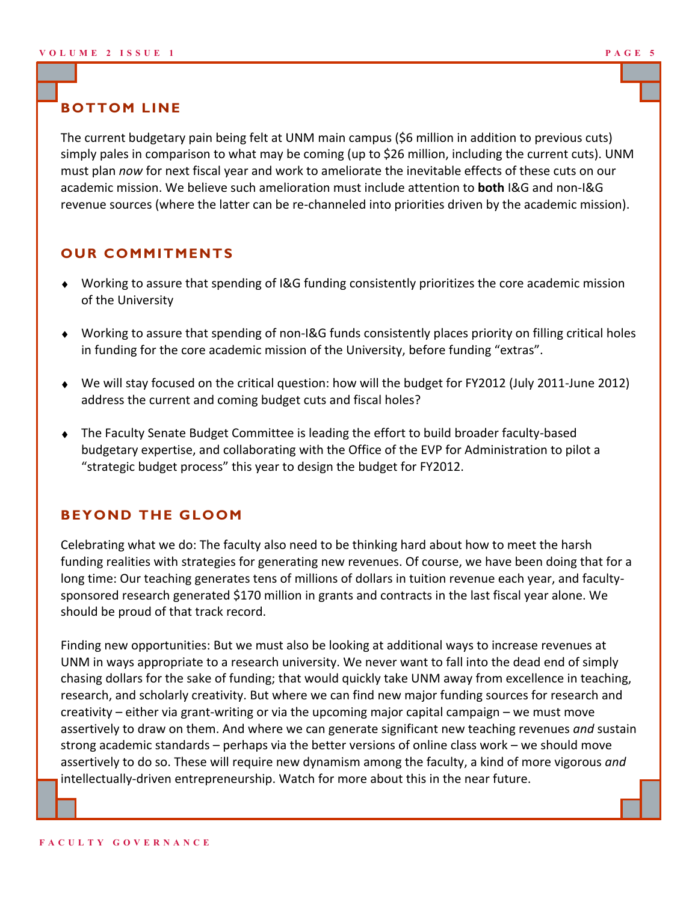## BOTTOM LINE

The current budgetary pain being felt at UNM main campus ($6 million in addition to previous cuts) simply pales in comparison to what may be coming (up to $26 million, including the current cuts). UNM must plan *now* for next fiscal year and work to ameliorate the inevitable effects of these cuts on our academic mission. We believe such amelioration must include attention to **both** I&G and non-I&G revenue sources (where the latter can be re-channeled into priorities driven by the academic mission).

## OUR COMMITMENTS

- Working to assure that spending of I&G funding consistently prioritizes the core academic mission of the University
- Working to assure that spending of non-I&G funds consistently places priority on filling critical holes in funding for the core academic mission of the University, before funding "extras".
- We will stay focused on the critical question: how will the budget for FY2012 (July 2011-June 2012) address the current and coming budget cuts and fiscal holes?
- The Faculty Senate Budget Committee is leading the effort to build broader faculty-based budgetary expertise, and collaborating with the Office of the EVP for Administration to pilot a "strategic budget process" this year to design the budget for FY2012.

## BEYOND THE GLOOM

Celebrating what we do: The faculty also need to be thinking hard about how to meet the harsh funding realities with strategies for generating new revenues. Of course, we have been doing that for a long time: Our teaching generates tens of millions of dollars in tuition revenue each year, and faculty-sponsored research generated $170 million in grants and contracts in the last fiscal year alone. We should be proud of that track record.

Finding new opportunities: But we must also be looking at additional ways to increase revenues at UNM in ways appropriate to a research university. We never want to fall into the dead end of simply chasing dollars for the sake of funding; that would quickly take UNM away from excellence in teaching, research, and scholarly creativity. But where we can find new major funding sources for research and creativity – either via grant-writing or via the upcoming major capital campaign – we must move assertively to draw on them. And where we can generate significant new teaching revenues *and* sustain strong academic standards – perhaps via the better versions of online class work – we should move assertively to do so. These will require new dynamism among the faculty, a kind of more vigorous *and* intellectually-driven entrepreneurship. Watch for more about this in the near future.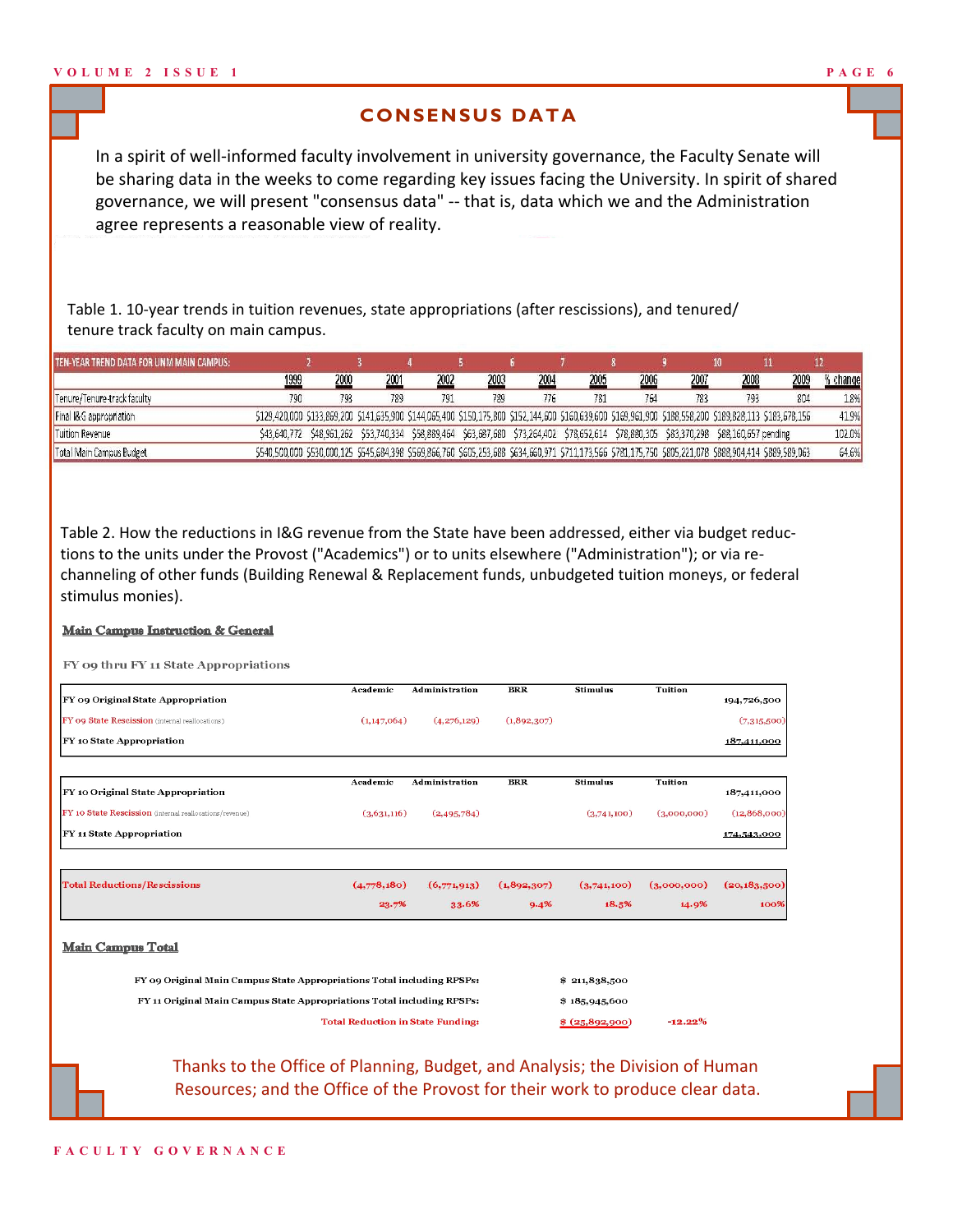## CONSENSUS DATA

In a spirit of well-informed faculty involvement in university governance, the Faculty Senate will be sharing data in the weeks to come regarding key issues facing the University. In spirit of shared governance, we will present "consensus data" -- that is, data which we and the Administration agree represents a reasonable view of reality.

Table 1. 10-year trends in tuition revenues, state appropriations (after rescissions), and tenured/tenure track faculty on main campus.

| TEN-YEAR TREND DATA FOR UNM MAIN CAMPUS: | 2 | 3 | 4 | 5 | 6 | 7 | 8 | 9 | 10 | 11 | 12 | |
|---|---|---|---|---|---|---|---|---|---|---|---|---|
| | 1999 | 2000 | 2001 | 2002 | 2003 | 2004 | 2005 | 2006 | 2007 | 2008 | 2009 | % change |
| Tenure/Tenure-track faculty | 790 | 793 | 789 | 791 | 789 | 776 | 781 | 764 | 783 | 793 | 804 | 1.8% |
| Final I&G appropriation | $129,420,000 | $133,869,200 | $141,635,900 | $144,065,400 | $150,175,800 | $152,144,600 | $160,639,600 | $169,961,900 | $188,558,200 | $189,828,113 | $183,678,156 | 41.9% |
| Tuition Revenue | $43,640,772 | $48,961,262 | $53,740,334 | $58,889,454 | $63,687,680 | $73,264,402 | $78,652,614 | $78,880,305 | $83,370,298 | $88,160,657 | pending | 102.0% |
| Total Main Campus Budget | $540,500,000 | $530,000,125 | $545,684,398 | $569,866,760 | $605,253,688 | $634,660,971 | $711,173,566 | $781,175,750 | $805,221,078 | $888,904,414 | $889,589,063 | 64.6% |

Table 2. How the reductions in I&G revenue from the State have been addressed, either via budget reductions to the units under the Provost ("Academics") or to units elsewhere ("Administration"); or via re-channeling of other funds (Building Renewal & Replacement funds, unbudgeted tuition moneys, or federal stimulus monies).

**Main Campus Instruction & General**

FY 09 thru FY 11 State Appropriations

| | Academic | Administration | BRR | Stimulus | Tuition | |
|---|---|---|---|---|---|---|
| FY 09 Original State Appropriation | | | | | | 194,726,500 |
| FY 09 State Rescission (internal reallocations) | (1,147,064) | (4,276,129) | (1,892,307) | | | (7,315,500) |
| FY 10 State Appropriation | | | | | | 187,411,000 |

| | Academic | Administration | BRR | Stimulus | Tuition | |
|---|---|---|---|---|---|---|
| FY 10 Original State Appropriation | | | | | | 187,411,000 |
| FY 10 State Rescission (internal reallocations/revenue) | (3,631,116) | (2,495,784) | | (3,741,100) | (3,000,000) | (12,868,000) |
| FY 11 State Appropriation | | | | | | 174,543,000 |

| | Academic | Administration | BRR | Stimulus | Tuition | |
|---|---|---|---|---|---|---|
| Total Reductions/Rescissions | (4,778,180) | (6,771,913) | (1,892,307) | (3,741,100) | (3,000,000) | (20,183,500) |
| | 23.7% | 33.6% | 9.4% | 18.5% | 14.9% | 100% |

**Main Campus Total**

| | | |
|---|---|---|
| FY 09 Original Main Campus State Appropriations Total including RPSPs: | $ 211,838,500 | |
| FY 11 Original Main Campus State Appropriations Total including RPSPs: | $ 185,945,600 | |
| Total Reduction in State Funding: | $ (25,892,900) | -12.22% |

Thanks to the Office of Planning, Budget, and Analysis; the Division of Human Resources; and the Office of the Provost for their work to produce clear data.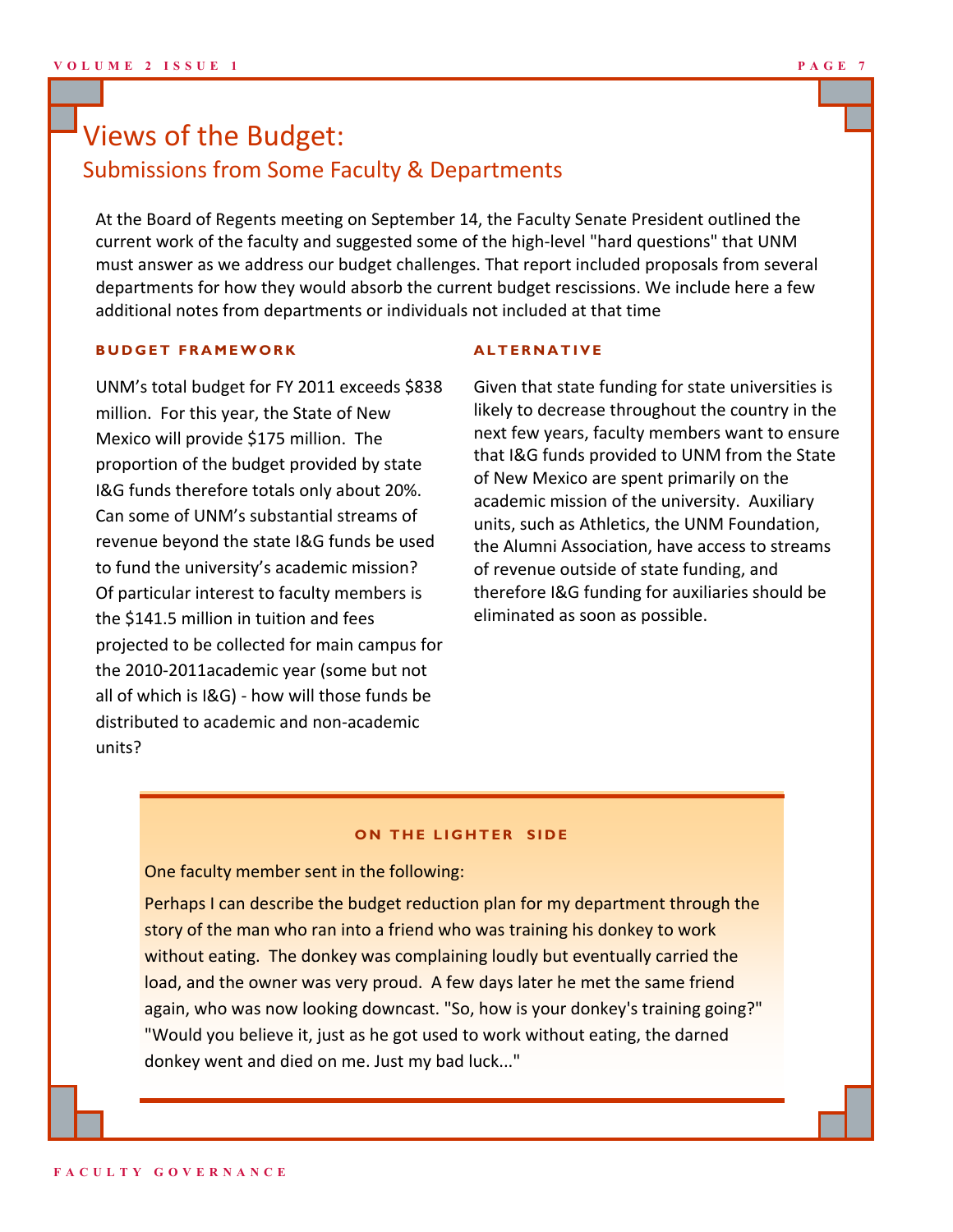# Views of the Budget:

## Submissions from Some Faculty & Departments

At the Board of Regents meeting on September 14, the Faculty Senate President outlined the current work of the faculty and suggested some of the high-level "hard questions" that UNM must answer as we address our budget challenges. That report included proposals from several departments for how they would absorb the current budget rescissions. We include here a few additional notes from departments or individuals not included at that time

### BUDGET FRAMEWORK

UNM's total budget for FY 2011 exceeds $838 million. For this year, the State of New Mexico will provide $175 million. The proportion of the budget provided by state I&G funds therefore totals only about 20%. Can some of UNM's substantial streams of revenue beyond the state I&G funds be used to fund the university's academic mission? Of particular interest to faculty members is the $141.5 million in tuition and fees projected to be collected for main campus for the 2010-2011academic year (some but not all of which is I&G) - how will those funds be distributed to academic and non-academic units?

### ALTERNATIVE

Given that state funding for state universities is likely to decrease throughout the country in the next few years, faculty members want to ensure that I&G funds provided to UNM from the State of New Mexico are spent primarily on the academic mission of the university. Auxiliary units, such as Athletics, the UNM Foundation, the Alumni Association, have access to streams of revenue outside of state funding, and therefore I&G funding for auxiliaries should be eliminated as soon as possible.

### ON THE LIGHTER SIDE

One faculty member sent in the following:

Perhaps I can describe the budget reduction plan for my department through the story of the man who ran into a friend who was training his donkey to work without eating. The donkey was complaining loudly but eventually carried the load, and the owner was very proud. A few days later he met the same friend again, who was now looking downcast. "So, how is your donkey's training going?" "Would you believe it, just as he got used to work without eating, the darned donkey went and died on me. Just my bad luck..."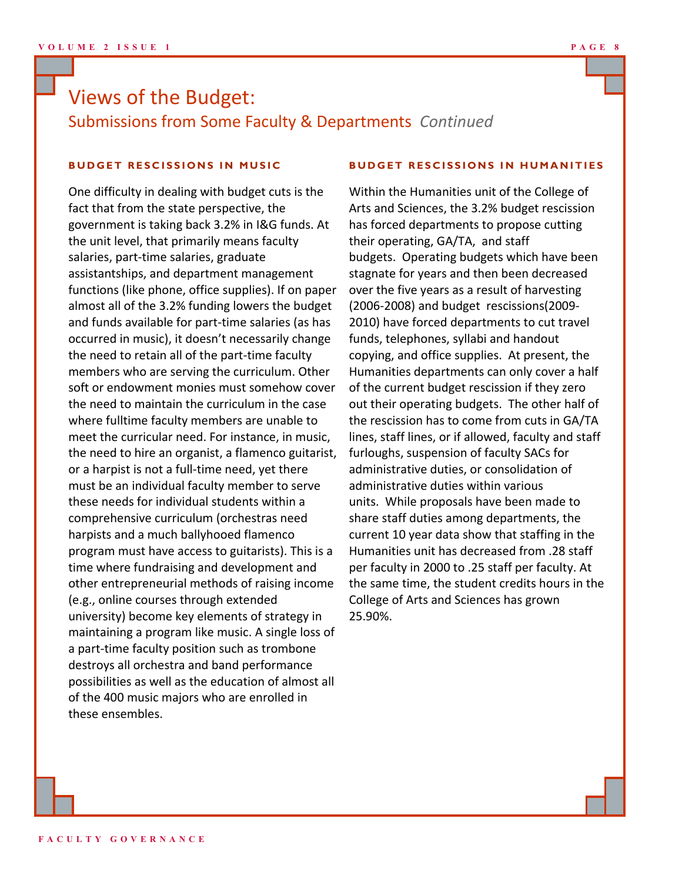# Views of the Budget:

## Submissions from Some Faculty & Departments *Continued*

### BUDGET RESCISSIONS IN MUSIC

One difficulty in dealing with budget cuts is the fact that from the state perspective, the government is taking back 3.2% in I&G funds. At the unit level, that primarily means faculty salaries, part-time salaries, graduate assistantships, and department management functions (like phone, office supplies). If on paper almost all of the 3.2% funding lowers the budget and funds available for part-time salaries (as has occurred in music), it doesn't necessarily change the need to retain all of the part-time faculty members who are serving the curriculum. Other soft or endowment monies must somehow cover the need to maintain the curriculum in the case where fulltime faculty members are unable to meet the curricular need. For instance, in music, the need to hire an organist, a flamenco guitarist, or a harpist is not a full-time need, yet there must be an individual faculty member to serve these needs for individual students within a comprehensive curriculum (orchestras need harpists and a much ballyhooed flamenco program must have access to guitarists). This is a time where fundraising and development and other entrepreneurial methods of raising income (e.g., online courses through extended university) become key elements of strategy in maintaining a program like music. A single loss of a part-time faculty position such as trombone destroys all orchestra and band performance possibilities as well as the education of almost all of the 400 music majors who are enrolled in these ensembles.

### BUDGET RESCISSIONS IN HUMANITIES

Within the Humanities unit of the College of Arts and Sciences, the 3.2% budget rescission has forced departments to propose cutting their operating, GA/TA, and staff budgets. Operating budgets which have been stagnate for years and then been decreased over the five years as a result of harvesting (2006-2008) and budget rescissions(2009-2010) have forced departments to cut travel funds, telephones, syllabi and handout copying, and office supplies. At present, the Humanities departments can only cover a half of the current budget rescission if they zero out their operating budgets. The other half of the rescission has to come from cuts in GA/TA lines, staff lines, or if allowed, faculty and staff furloughs, suspension of faculty SACs for administrative duties, or consolidation of administrative duties within various units. While proposals have been made to share staff duties among departments, the current 10 year data show that staffing in the Humanities unit has decreased from .28 staff per faculty in 2000 to .25 staff per faculty. At the same time, the student credits hours in the College of Arts and Sciences has grown 25.90%.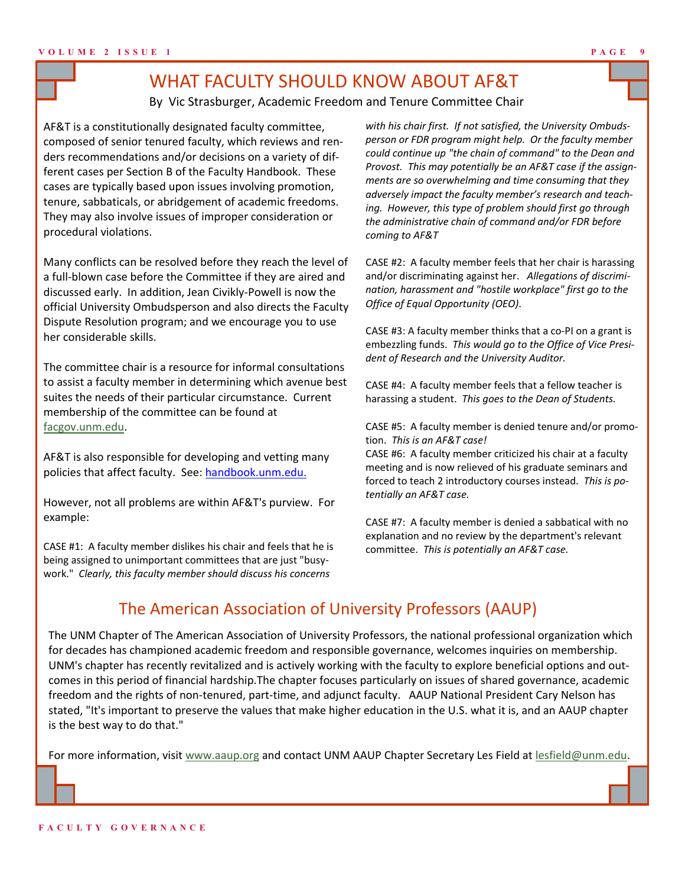## WHAT FACULTY SHOULD KNOW ABOUT AF&T

By Vic Strasburger, Academic Freedom and Tenure Committee Chair

AF&T is a constitutionally designated faculty committee, composed of senior tenured faculty, which reviews and renders recommendations and/or decisions on a variety of different cases per Section B of the Faculty Handbook. These cases are typically based upon issues involving promotion, tenure, sabbaticals, or abridgement of academic freedoms. They may also involve issues of improper consideration or procedural violations.

Many conflicts can be resolved before they reach the level of a full-blown case before the Committee if they are aired and discussed early. In addition, Jean Civikly-Powell is now the official University Ombudsperson and also directs the Faculty Dispute Resolution program; and we encourage you to use her considerable skills.

The committee chair is a resource for informal consultations to assist a faculty member in determining which avenue best suites the needs of their particular circumstance. Current membership of the committee can be found at facgov.unm.edu.

AF&T is also responsible for developing and vetting many policies that affect faculty. See: handbook.unm.edu.

However, not all problems are within AF&T's purview. For example:

CASE #1: A faculty member dislikes his chair and feels that he is being assigned to unimportant committees that are just "busy-work." *Clearly, this faculty member should discuss his concerns with his chair first. If not satisfied, the University Ombudsperson or FDR program might help. Or the faculty member could continue up "the chain of command" to the Dean and Provost. This may potentially be an AF&T case if the assignments are so overwhelming and time consuming that they adversely impact the faculty member's research and teaching. However, this type of problem should first go through the administrative chain of command and/or FDR before coming to AF&T*

CASE #2: A faculty member feels that her chair is harassing and/or discriminating against her. *Allegations of discrimination, harassment and "hostile workplace" first go to the Office of Equal Opportunity (OEO).*

CASE #3: A faculty member thinks that a co-PI on a grant is embezzling funds. *This would go to the Office of Vice President of Research and the University Auditor.*

CASE #4: A faculty member feels that a fellow teacher is harassing a student. *This goes to the Dean of Students.*

CASE #5: A faculty member is denied tenure and/or promotion. *This is an AF&T case!*

CASE #6: A faculty member criticized his chair at a faculty meeting and is now relieved of his graduate seminars and forced to teach 2 introductory courses instead. *This is potentially an AF&T case.*

CASE #7: A faculty member is denied a sabbatical with no explanation and no review by the department's relevant committee. *This is potentially an AF&T case.*

## The American Association of University Professors (AAUP)

The UNM Chapter of The American Association of University Professors, the national professional organization which for decades has championed academic freedom and responsible governance, welcomes inquiries on membership. UNM's chapter has recently revitalized and is actively working with the faculty to explore beneficial options and outcomes in this period of financial hardship.The chapter focuses particularly on issues of shared governance, academic freedom and the rights of non-tenured, part-time, and adjunct faculty. AAUP National President Cary Nelson has stated, "It's important to preserve the values that make higher education in the U.S. what it is, and an AAUP chapter is the best way to do that."

For more information, visit www.aaup.org and contact UNM AAUP Chapter Secretary Les Field at lesfield@unm.edu.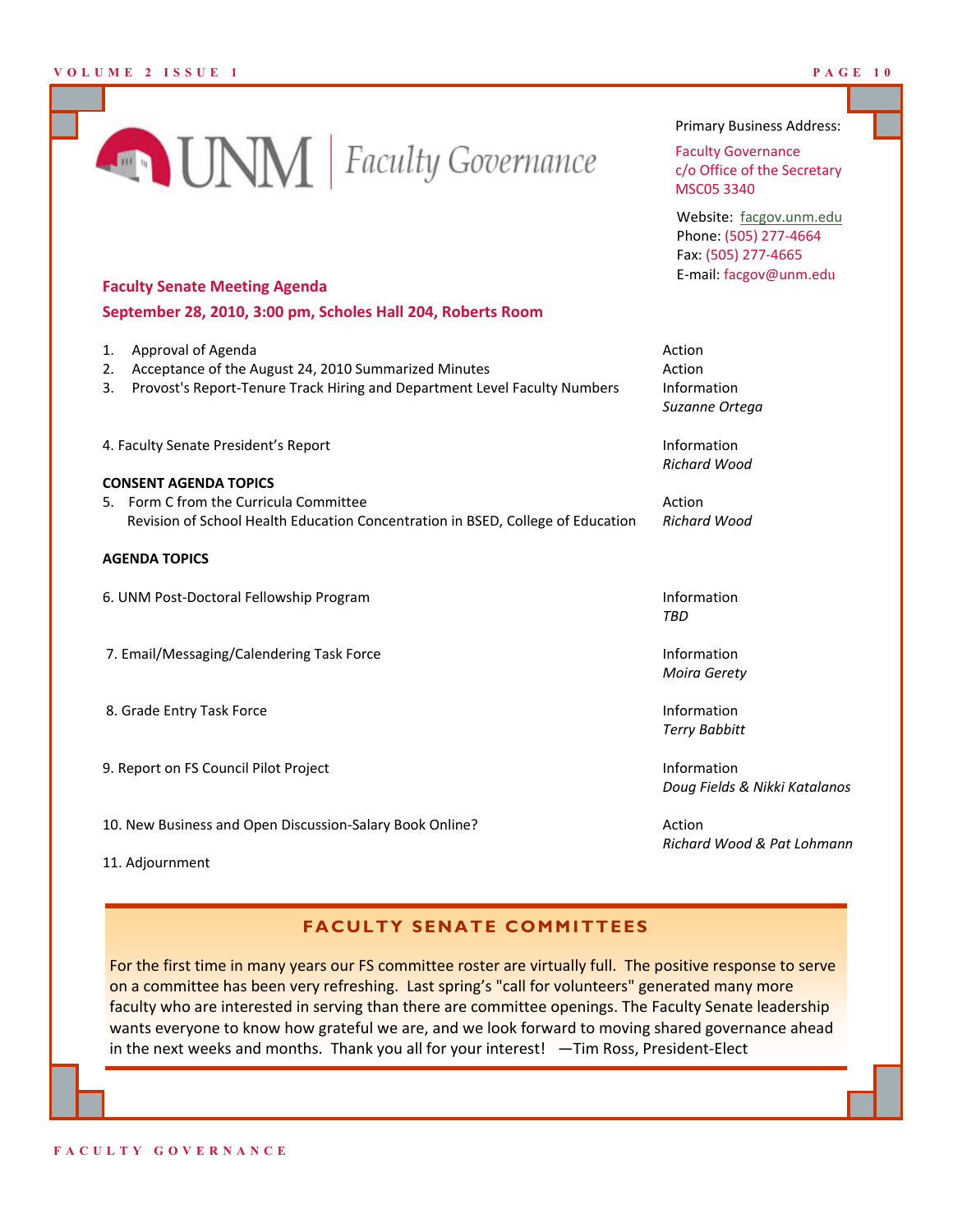UNM | Faculty Governance

Primary Business Address:

Faculty Governance
c/o Office of the Secretary
MSC05 3340

Website: facgov.unm.edu
Phone: (505) 277-4664
Fax: (505) 277-4665
E-mail: facgov@unm.edu

## Faculty Senate Meeting Agenda

**September 28, 2010, 3:00 pm, Scholes Hall 204, Roberts Room**

| | | |
|---|---|---|
| 1. | Approval of Agenda | Action |
| 2. | Acceptance of the August 24, 2010 Summarized Minutes | Action |
| 3. | Provost's Report-Tenure Track Hiring and Department Level Faculty Numbers | Information *Suzanne Ortega* |
| 4. | Faculty Senate President's Report | Information *Richard Wood* |
| | **CONSENT AGENDA TOPICS** | |
| 5. | Form C from the Curricula Committee Revision of School Health Education Concentration in BSED, College of Education | Action *Richard Wood* |
| | **AGENDA TOPICS** | |
| 6. | UNM Post-Doctoral Fellowship Program | Information *TBD* |
| 7. | Email/Messaging/Calendering Task Force | Information *Moira Gerety* |
| 8. | Grade Entry Task Force | Information *Terry Babbitt* |
| 9. | Report on FS Council Pilot Project | Information *Doug Fields & Nikki Katalanos* |
| 10. | New Business and Open Discussion-Salary Book Online? | Action *Richard Wood & Pat Lohmann* |
| 11. | Adjournment | |

## FACULTY SENATE COMMITTEES

For the first time in many years our FS committee roster are virtually full. The positive response to serve on a committee has been very refreshing. Last spring's "call for volunteers" generated many more faculty who are interested in serving than there are committee openings. The Faculty Senate leadership wants everyone to know how grateful we are, and we look forward to moving shared governance ahead in the next weeks and months. Thank you all for your interest! —Tim Ross, President-Elect